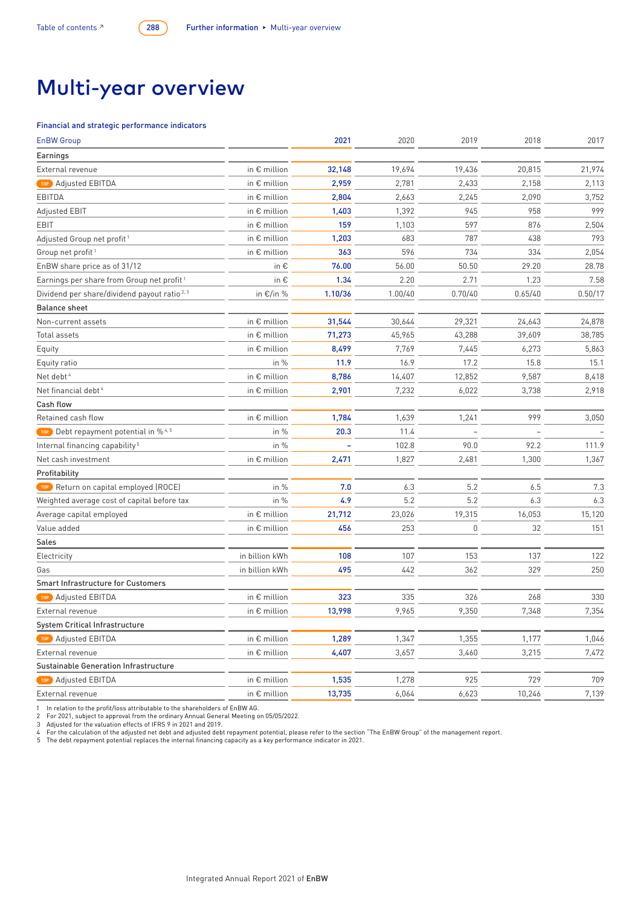# Multi-year overview

### Financial and strategic performance indicators

| EnBW Group | | 2021 | 2020 | 2019 | 2018 | 2017 |
|---|---|---|---|---|---|---|
| **Earnings** | | | | | | |
| External revenue | in € million | 32,148 | 19,694 | 19,436 | 20,815 | 21,974 |
| TOP Adjusted EBITDA | in € million | 2,959 | 2,781 | 2,433 | 2,158 | 2,113 |
| EBITDA | in € million | 2,804 | 2,663 | 2,245 | 2,090 | 3,752 |
| Adjusted EBIT | in € million | 1,403 | 1,392 | 945 | 958 | 999 |
| EBIT | in € million | 159 | 1,103 | 597 | 876 | 2,504 |
| Adjusted Group net profit [1] | in € million | 1,203 | 683 | 787 | 438 | 793 |
| Group net profit [1] | in € million | 363 | 596 | 734 | 334 | 2,054 |
| EnBW share price as of 31/12 | in € | 76.00 | 56.00 | 50.50 | 29.20 | 28.78 |
| Earnings per share from Group net profit [1] | in € | 1.34 | 2.20 | 2.71 | 1.23 | 7.58 |
| Dividend per share/dividend payout ratio [2,3] | in €/in % | 1.10/36 | 1.00/40 | 0.70/40 | 0.65/40 | 0.50/17 |
| **Balance sheet** | | | | | | |
| Non-current assets | in € million | 31,544 | 30,644 | 29,321 | 24,643 | 24,878 |
| Total assets | in € million | 71,273 | 45,965 | 43,288 | 39,609 | 38,785 |
| Equity | in € million | 8,499 | 7,769 | 7,445 | 6,273 | 5,863 |
| Equity ratio | in % | 11.9 | 16.9 | 17.2 | 15.8 | 15.1 |
| Net debt [4] | in € million | 8,786 | 14,407 | 12,852 | 9,587 | 8,418 |
| Net financial debt [4] | in € million | 2,901 | 7,232 | 6,022 | 3,738 | 2,918 |
| **Cash flow** | | | | | | |
| Retained cash flow | in € million | 1,784 | 1,639 | 1,241 | 999 | 3,050 |
| TOP Debt repayment potential in % [4,5] | in % | 20.3 | 11.4 | – | – | – |
| Internal financing capability [5] | in % | – | 102.8 | 90.0 | 92.2 | 111.9 |
| Net cash investment | in € million | 2,471 | 1,827 | 2,481 | 1,300 | 1,367 |
| **Profitability** | | | | | | |
| TOP Return on capital employed (ROCE) | in % | 7.0 | 6.3 | 5.2 | 6.5 | 7.3 |
| Weighted average cost of capital before tax | in % | 4.9 | 5.2 | 5.2 | 6.3 | 6.3 |
| Average capital employed | in € million | 21,712 | 23,026 | 19,315 | 16,053 | 15,120 |
| Value added | in € million | 456 | 253 | 0 | 32 | 151 |
| **Sales** | | | | | | |
| Electricity | in billion kWh | 108 | 107 | 153 | 137 | 122 |
| Gas | in billion kWh | 495 | 442 | 362 | 329 | 250 |
| **Smart Infrastructure for Customers** | | | | | | |
| TOP Adjusted EBITDA | in € million | 323 | 335 | 326 | 268 | 330 |
| External revenue | in € million | 13,998 | 9,965 | 9,350 | 7,348 | 7,354 |
| **System Critical Infrastructure** | | | | | | |
| TOP Adjusted EBITDA | in € million | 1,289 | 1,347 | 1,355 | 1,177 | 1,046 |
| External revenue | in € million | 4,407 | 3,657 | 3,460 | 3,215 | 7,472 |
| **Sustainable Generation Infrastructure** | | | | | | |
| TOP Adjusted EBITDA | in € million | 1,535 | 1,278 | 925 | 729 | 709 |
| External revenue | in € million | 13,735 | 6,064 | 6,623 | 10,246 | 7,139 |

1 In relation to the profit/loss attributable to the shareholders of EnBW AG.
2 For 2021, subject to approval from the ordinary Annual General Meeting on 05/05/2022.
3 Adjusted for the valuation effects of IFRS 9 in 2021 and 2019.
4 For the calculation of the adjusted net debt and adjusted debt repayment potential, please refer to the section "The EnBW Group" of the management report.
5 The debt repayment potential replaces the internal financing capacity as a key performance indicator in 2021.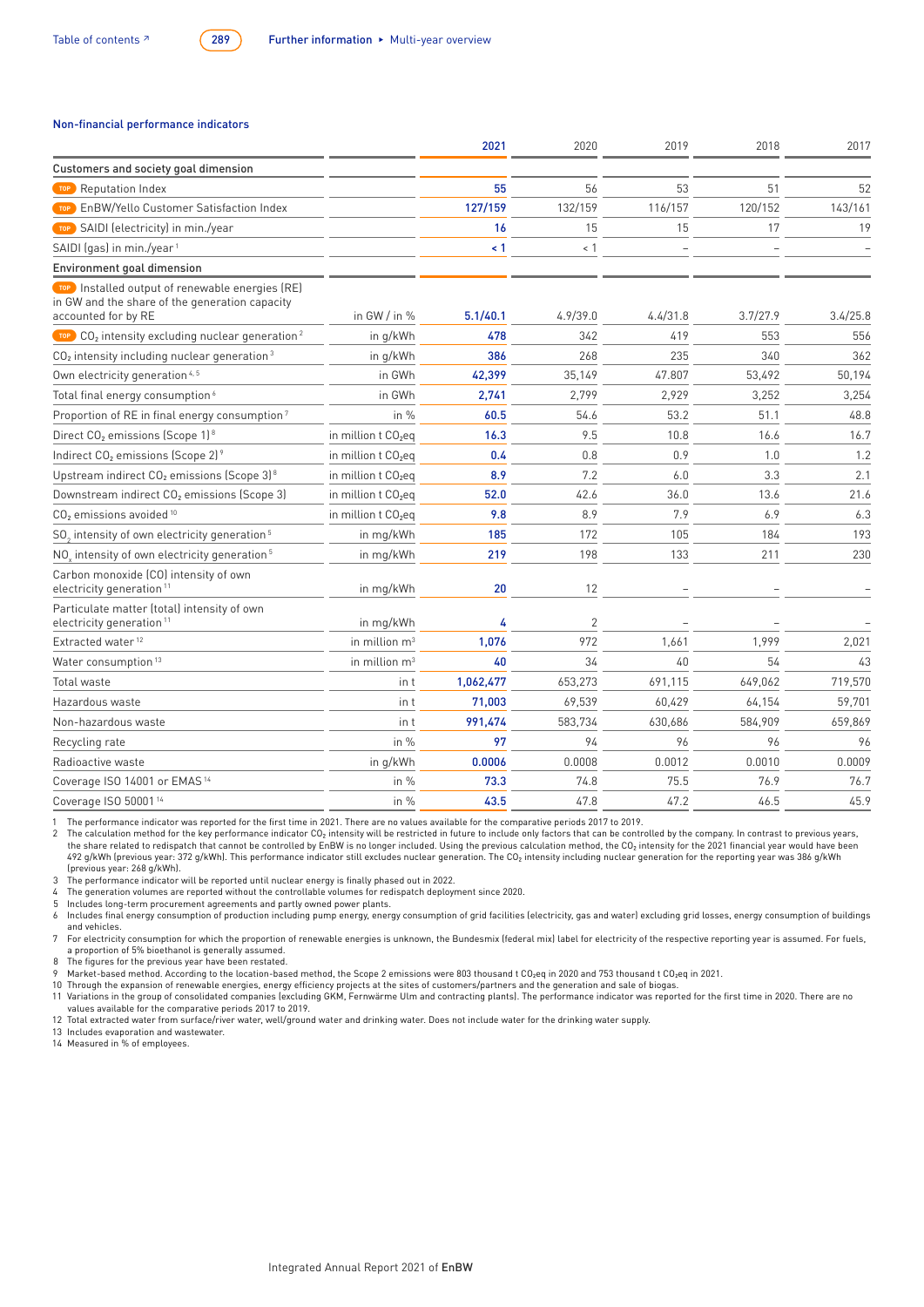### Non-financial performance indicators

| | | 2021 | 2020 | 2019 | 2018 | 2017 |
|---|---|---|---|---|---|---|
| **Customers and society goal dimension** | | | | | | |
| TOP Reputation Index | | 55 | 56 | 53 | 51 | 52 |
| TOP EnBW/Yello Customer Satisfaction Index | | 127/159 | 132/159 | 116/157 | 120/152 | 143/161 |
| TOP SAIDI (electricity) in min./year | | 16 | 15 | 15 | 17 | 19 |
| SAIDI (gas) in min./year [1] | | < 1 | < 1 | – | – | – |
| **Environment goal dimension** | | | | | | |
| TOP Installed output of renewable energies (RE) in GW and the share of the generation capacity accounted for by RE | in GW / in % | 5.1/40.1 | 4.9/39.0 | 4.4/31.8 | 3.7/27.9 | 3.4/25.8 |
| TOP $CO_2$ intensity excluding nuclear generation [2] | in g/kWh | 478 | 342 | 419 | 553 | 556 |
| $CO_2$ intensity including nuclear generation [3] | in g/kWh | 386 | 268 | 235 | 340 | 362 |
| Own electricity generation [4, 5] | in GWh | 42,399 | 35,149 | 47.807 | 53,492 | 50,194 |
| Total final energy consumption [6] | in GWh | 2,741 | 2,799 | 2,929 | 3,252 | 3,254 |
| Proportion of RE in final energy consumption [7] | in % | 60.5 | 54.6 | 53.2 | 51.1 | 48.8 |
| Direct $CO_2$ emissions (Scope 1) [8] | in million t $CO_2$eq | 16.3 | 9.5 | 10.8 | 16.6 | 16.7 |
| Indirect $CO_2$ emissions (Scope 2) [9] | in million t $CO_2$eq | 0.4 | 0.8 | 0.9 | 1.0 | 1.2 |
| Upstream indirect $CO_2$ emissions (Scope 3) [8] | in million t $CO_2$eq | 8.9 | 7.2 | 6.0 | 3.3 | 2.1 |
| Downstream indirect $CO_2$ emissions (Scope 3) | in million t $CO_2$eq | 52.0 | 42.6 | 36.0 | 13.6 | 21.6 |
| $CO_2$ emissions avoided [10] | in million t $CO_2$eq | 9.8 | 8.9 | 7.9 | 6.9 | 6.3 |
| $SO_2$ intensity of own electricity generation [5] | in mg/kWh | 185 | 172 | 105 | 184 | 193 |
| $NO_x$ intensity of own electricity generation [5] | in mg/kWh | 219 | 198 | 133 | 211 | 230 |
| Carbon monoxide (CO) intensity of own electricity generation [11] | in mg/kWh | 20 | 12 | – | – | – |
| Particulate matter (total) intensity of own electricity generation [11] | in mg/kWh | 4 | 2 | – | – | – |
| Extracted water [12] | in million $m^3$ | 1,076 | 972 | 1,661 | 1,999 | 2,021 |
| Water consumption [13] | in million $m^3$ | 40 | 34 | 40 | 54 | 43 |
| Total waste | in t | 1,062,477 | 653,273 | 691,115 | 649,062 | 719,570 |
| Hazardous waste | in t | 71,003 | 69,539 | 60,429 | 64,154 | 59,701 |
| Non-hazardous waste | in t | 991,474 | 583,734 | 630,686 | 584,909 | 659,869 |
| Recycling rate | in % | 97 | 94 | 96 | 96 | 96 |
| Radioactive waste | in g/kWh | 0.0006 | 0.0008 | 0.0012 | 0.0010 | 0.0009 |
| Coverage ISO 14001 or EMAS [14] | in % | 73.3 | 74.8 | 75.5 | 76.9 | 76.7 |
| Coverage ISO 50001 [14] | in % | 43.5 | 47.8 | 47.2 | 46.5 | 45.9 |

1 The performance indicator was reported for the first time in 2021. There are no values available for the comparative periods 2017 to 2019.
2 The calculation method for the key performance indicator $CO_2$ intensity will be restricted in future to include only factors that can be controlled by the company. In contrast to previous years, the share related to redispatch that cannot be controlled by EnBW is no longer included. Using the previous calculation method, the $CO_2$ intensity for the 2021 financial year would have been 492 g/kWh (previous year: 372 g/kWh). This performance indicator still excludes nuclear generation. The $CO_2$ intensity including nuclear generation for the reporting year was 386 g/kWh (previous year: 268 g/kWh).
3 The performance indicator will be reported until nuclear energy is finally phased out in 2022.
4 The generation volumes are reported without the controllable volumes for redispatch deployment since 2020.
5 Includes long-term procurement agreements and partly owned power plants.
6 Includes final energy consumption of production including pump energy, energy consumption of grid facilities (electricity, gas and water) excluding grid losses, energy consumption of buildings and vehicles.
7 For electricity consumption for which the proportion of renewable energies is unknown, the Bundesmix (federal mix) label for electricity of the respective reporting year is assumed. For fuels, a proportion of 5% bioethanol is generally assumed.
8 The figures for the previous year have been restated.
9 Market-based method. According to the location-based method, the Scope 2 emissions were 803 thousand t $CO_2$eq in 2020 and 753 thousand t $CO_2$eq in 2021.
10 Through the expansion of renewable energies, energy efficiency projects at the sites of customers/partners and the generation and sale of biogas.
11 Variations in the group of consolidated companies (excluding GKM, Fernwärme Ulm and contracting plants). The performance indicator was reported for the first time in 2020. There are no values available for the comparative periods 2017 to 2019.
12 Total extracted water from surface/river water, well/ground water and drinking water. Does not include water for the drinking water supply.
13 Includes evaporation and wastewater.
14 Measured in % of employees.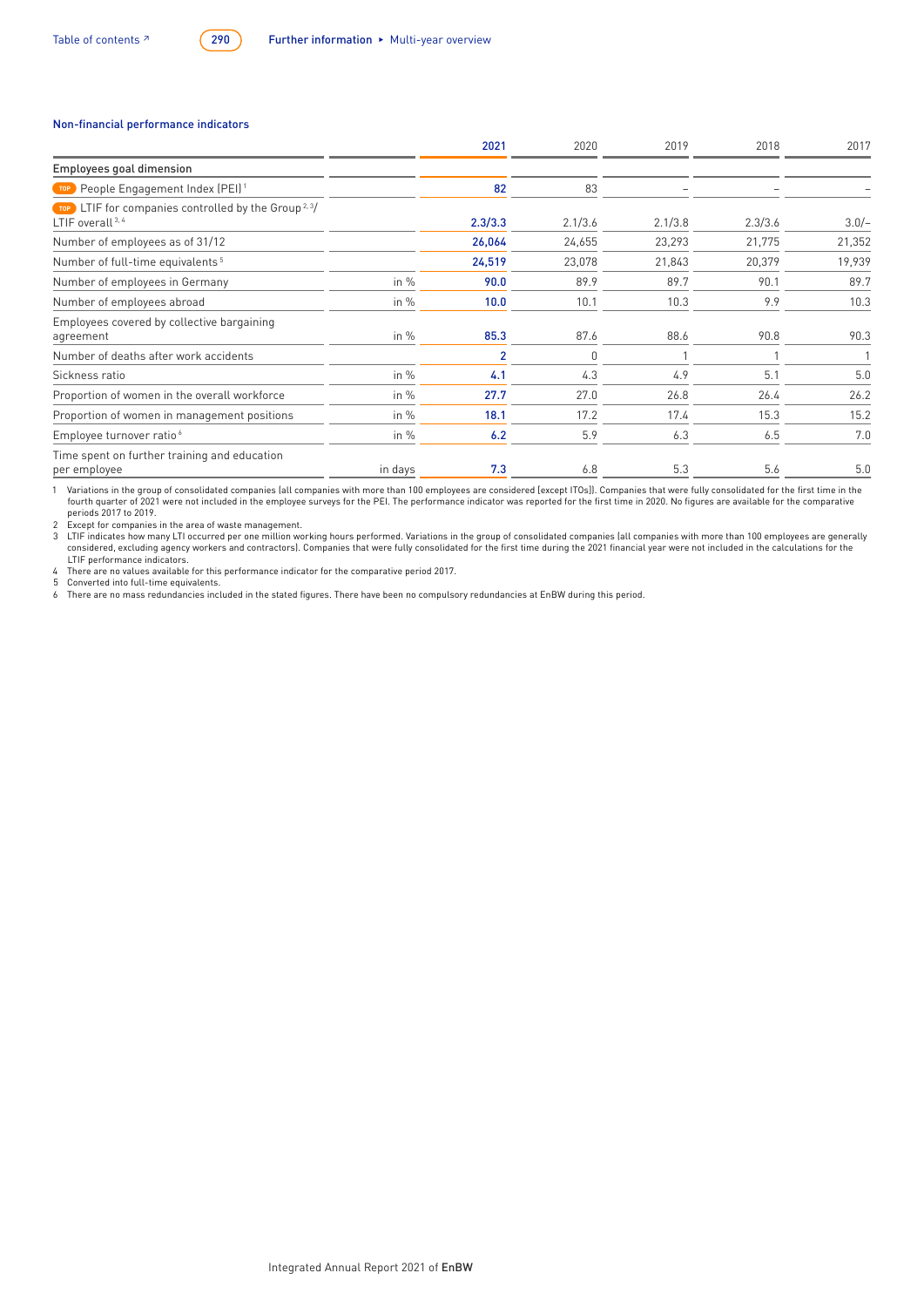### Non-financial performance indicators

| | | 2021 | 2020 | 2019 | 2018 | 2017 |
|---|---|---|---|---|---|---|
| **Employees goal dimension** | | | | | | |
| TOP People Engagement Index (PEI)[1] | | 82 | 83 | – | – | – |
| TOP LTIF for companies controlled by the Group[2, 3]/ LTIF overall[3, 4] | | 2.3/3.3 | 2.1/3.6 | 2.1/3.8 | 2.3/3.6 | 3.0/– |
| Number of employees as of 31/12 | | 26,064 | 24,655 | 23,293 | 21,775 | 21,352 |
| Number of full-time equivalents[5] | | 24,519 | 23,078 | 21,843 | 20,379 | 19,939 |
| Number of employees in Germany | in % | 90.0 | 89.9 | 89.7 | 90.1 | 89.7 |
| Number of employees abroad | in % | 10.0 | 10.1 | 10.3 | 9.9 | 10.3 |
| Employees covered by collective bargaining agreement | in % | 85.3 | 87.6 | 88.6 | 90.8 | 90.3 |
| Number of deaths after work accidents | | 2 | 0 | 1 | 1 | 1 |
| Sickness ratio | in % | 4.1 | 4.3 | 4.9 | 5.1 | 5.0 |
| Proportion of women in the overall workforce | in % | 27.7 | 27.0 | 26.8 | 26.4 | 26.2 |
| Proportion of women in management positions | in % | 18.1 | 17.2 | 17.4 | 15.3 | 15.2 |
| Employee turnover ratio[6] | in % | 6.2 | 5.9 | 6.3 | 6.5 | 7.0 |
| Time spent on further training and education per employee | in days | 7.3 | 6.8 | 5.3 | 5.6 | 5.0 |

1 Variations in the group of consolidated companies (all companies with more than 100 employees are considered (except ITOs)). Companies that were fully consolidated for the first time in the fourth quarter of 2021 were not included in the employee surveys for the PEI. The performance indicator was reported for the first time in 2020. No figures are available for the comparative periods 2017 to 2019.

2 Except for companies in the area of waste management.

3 LTIF indicates how many LTI occurred per one million working hours performed. Variations in the group of consolidated companies (all companies with more than 100 employees are generally considered, excluding agency workers and contractors). Companies that were fully consolidated for the first time during the 2021 financial year were not included in the calculations for the LTIF performance indicators.

4 There are no values available for this performance indicator for the comparative period 2017.

5 Converted into full-time equivalents.

6 There are no mass redundancies included in the stated figures. There have been no compulsory redundancies at EnBW during this period.